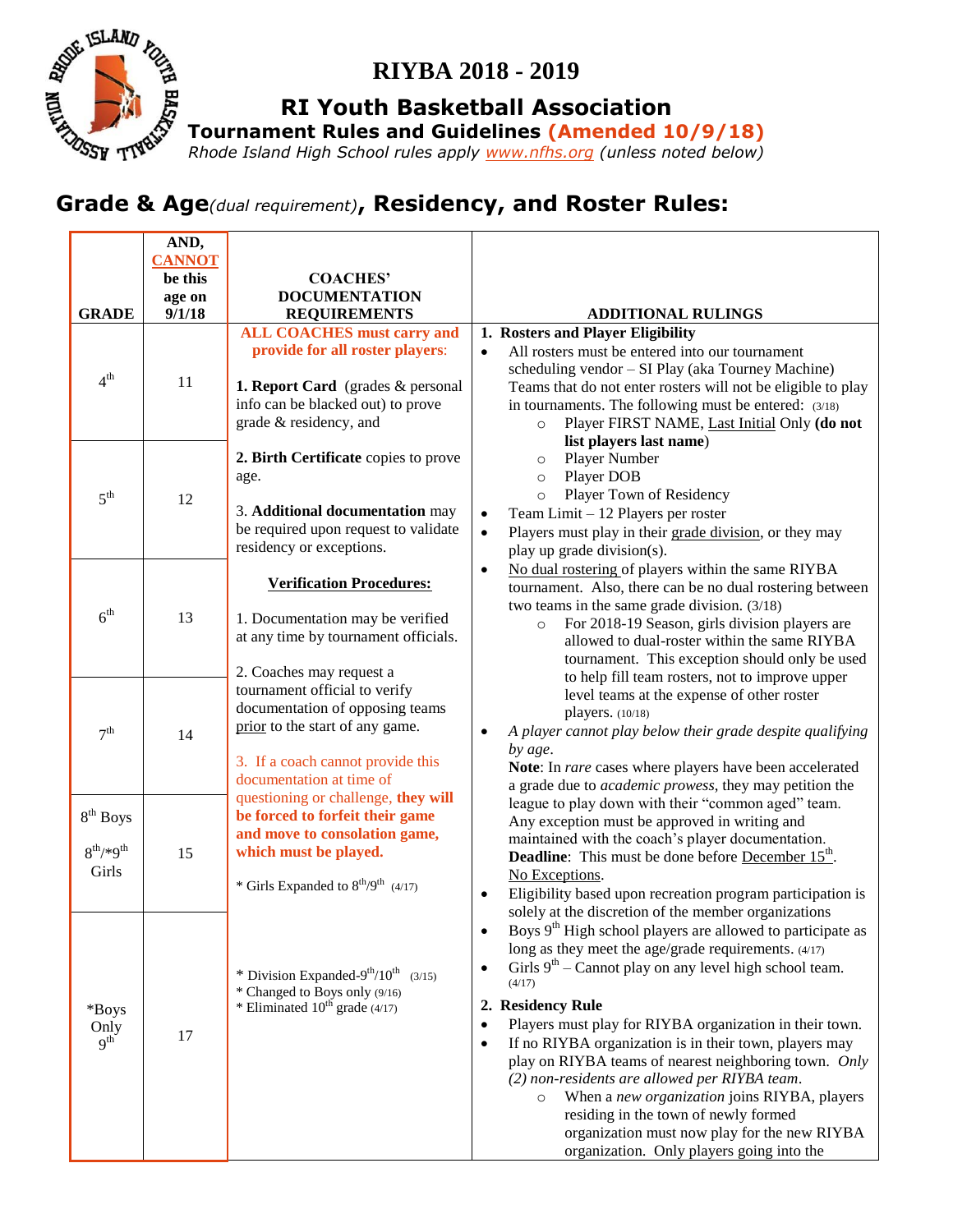# RIYBA 2018 - 2019

## RI Youth Basketball Association

### Tournament Rules and Guidelines (Amended 10/9/18)

*Rhode Island High School rules apply www.nfhs.org (unless noted below)*

## Grade & Age *(dual requirement)*, Residency, and Roster Rules:

| GRADE | AND, CANNOT be this age on 9/1/18 | COACHES' DOCUMENTATION REQUIREMENTS | ADDITIONAL RULINGS |
|---|---|---|---|
| 4th | 11 | **ALL COACHES must carry and provide for all roster players:**<br><br>1. **Report Card** (grades & personal info can be blacked out) to prove grade & residency, and<br><br>2. **Birth Certificate** copies to prove age.<br><br>3. **Additional documentation** may be required upon request to validate residency or exceptions.<br><br>**Verification Procedures:**<br><br>1. Documentation may be verified at any time by tournament officials.<br><br>2. Coaches may request a tournament official to verify documentation of opposing teams prior to the start of any game.<br><br>3. If a coach cannot provide this documentation at time of questioning or challenge, **they will be forced to forfeit their game and move to consolation game, which must be played.**<br><br>* Girls Expanded to 8th/9th (4/17)<br><br>* Division Expanded-9th/10th (3/15)<br>* Changed to Boys only (9/16)<br>* Eliminated 10th grade (4/17) | **1. Rosters and Player Eligibility**<br>• All rosters must be entered into our tournament scheduling vendor – SI Play (aka Tourney Machine) Teams that do not enter rosters will not be eligible to play in tournaments. The following must be entered: (3/18)<br>  ○ Player FIRST NAME, Last Initial Only **(do not list players last name)**<br>  ○ Player Number<br>  ○ Player DOB<br>  ○ Player Town of Residency<br>• Team Limit – 12 Players per roster<br>• Players must play in their grade division, or they may play up grade division(s).<br>• No dual rostering of players within the same RIYBA tournament. Also, there can be no dual rostering between two teams in the same grade division. (3/18)<br>  ○ For 2018-19 Season, girls division players are allowed to dual-roster within the same RIYBA tournament. This exception should only be used to help fill team rosters, not to improve upper level teams at the expense of other roster players. (10/18)<br>• *A player cannot play below their grade despite qualifying by age*.<br>**Note**: In *rare* cases where players have been accelerated a grade due to *academic prowess*, they may petition the league to play down with their "common aged" team. Any exception must be approved in writing and maintained with the coach's player documentation. **Deadline**: This must be done before December 15th. No Exceptions.<br>• Eligibility based upon recreation program participation is solely at the discretion of the member organizations<br>• Boys 9th High school players are allowed to participate as long as they meet the age/grade requirements. (4/17)<br>• Girls 9th – Cannot play on any level high school team. (4/17)<br><br>**2. Residency Rule**<br>• Players must play for RIYBA organization in their town.<br>• If no RIYBA organization is in their town, players may play on RIYBA teams of nearest neighboring town. *Only (2) non-residents are allowed per RIYBA team*.<br>  ○ When a *new organization* joins RIYBA, players residing in the town of newly formed organization must now play for the new RIYBA organization. Only players going into the |
| 5th | 12 | | |
| 6th | 13 | | |
| 7th | 14 | | |
| 8th Boys<br>8th/*9th Girls | 15 | | |
| *Boys Only 9th | 17 | | |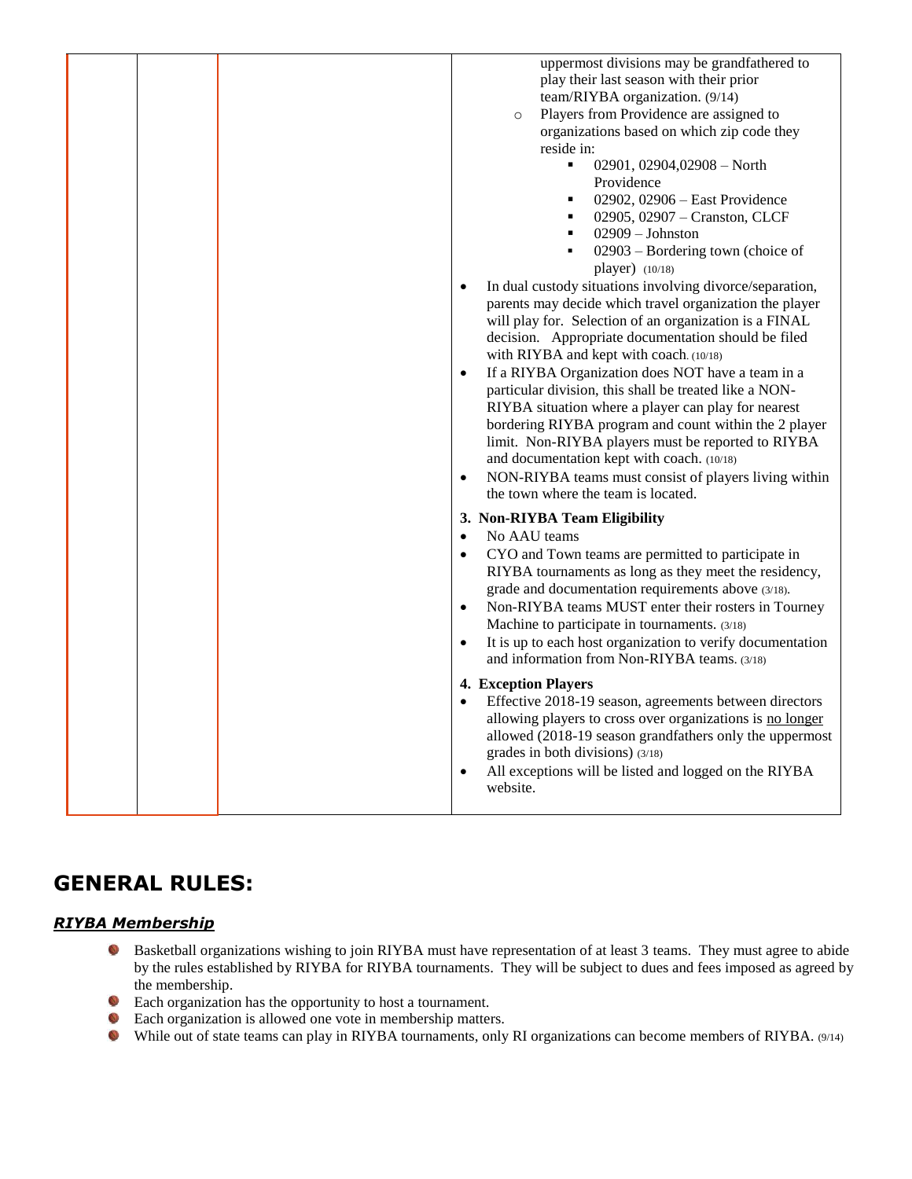| | | | uppermost divisions may be grandfathered to play their last season with their prior team/RIYBA organization. (9/14)<br>○ Players from Providence are assigned to organizations based on which zip code they reside in:<br>▪ 02901, 02904,02908 – North Providence<br>▪ 02902, 02906 – East Providence<br>▪ 02905, 02907 – Cranston, CLCF<br>▪ 02909 – Johnston<br>▪ 02903 – Bordering town (choice of player) (10/18)<br>• In dual custody situations involving divorce/separation, parents may decide which travel organization the player will play for. Selection of an organization is a FINAL decision. Appropriate documentation should be filed with RIYBA and kept with coach. (10/18)<br>• If a RIYBA Organization does NOT have a team in a particular division, this shall be treated like a NON-RIYBA situation where a player can play for nearest bordering RIYBA program and count within the 2 player limit. Non-RIYBA players must be reported to RIYBA and documentation kept with coach. (10/18)<br>• NON-RIYBA teams must consist of players living within the town where the team is located.<br><br>**3. Non-RIYBA Team Eligibility**<br>• No AAU teams<br>• CYO and Town teams are permitted to participate in RIYBA tournaments as long as they meet the residency, grade and documentation requirements above (3/18).<br>• Non-RIYBA teams MUST enter their rosters in Tourney Machine to participate in tournaments. (3/18)<br>• It is up to each host organization to verify documentation and information from Non-RIYBA teams. (3/18)<br><br>**4. Exception Players**<br>• Effective 2018-19 season, agreements between directors allowing players to cross over organizations is no longer allowed (2018-19 season grandfathers only the uppermost grades in both divisions) (3/18)<br>• All exceptions will be listed and logged on the RIYBA website. |
|---|---|---|---|

## GENERAL RULES:

### *RIYBA Membership*

- Basketball organizations wishing to join RIYBA must have representation of at least 3 teams. They must agree to abide by the rules established by RIYBA for RIYBA tournaments. They will be subject to dues and fees imposed as agreed by the membership.
- Each organization has the opportunity to host a tournament.
- Each organization is allowed one vote in membership matters.
- While out of state teams can play in RIYBA tournaments, only RI organizations can become members of RIYBA. (9/14)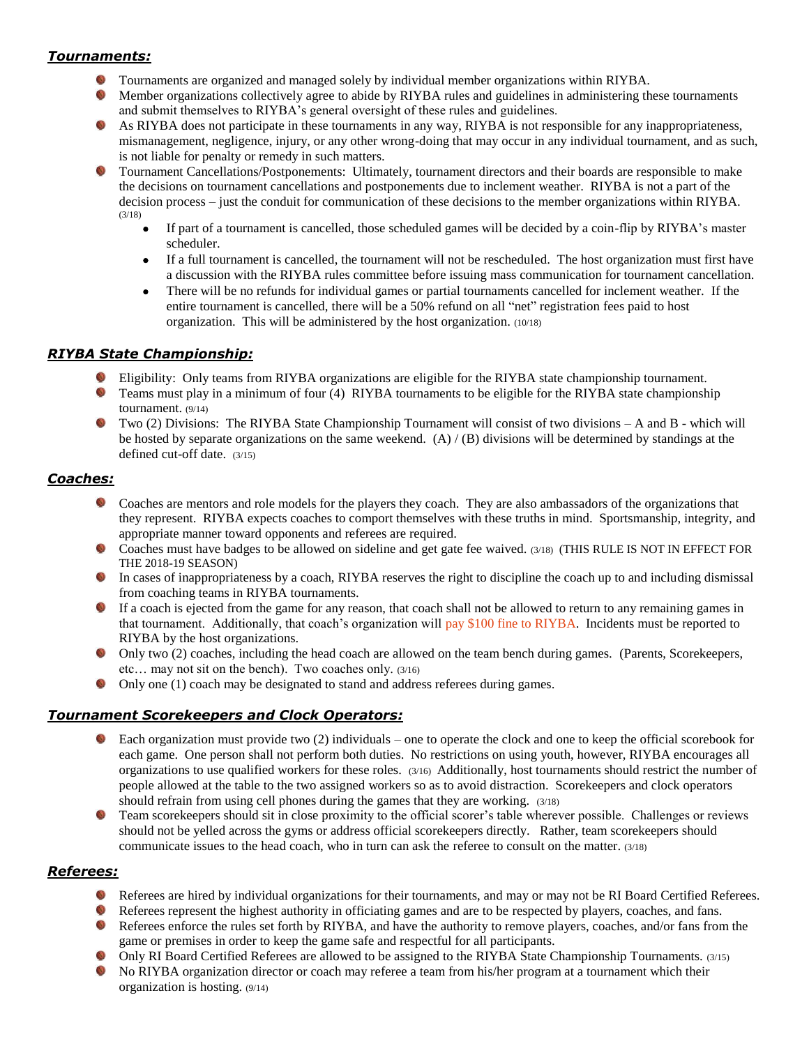### ***Tournaments:***

- Tournaments are organized and managed solely by individual member organizations within RIYBA.
- Member organizations collectively agree to abide by RIYBA rules and guidelines in administering these tournaments and submit themselves to RIYBA's general oversight of these rules and guidelines.
- As RIYBA does not participate in these tournaments in any way, RIYBA is not responsible for any inappropriateness, mismanagement, negligence, injury, or any other wrong-doing that may occur in any individual tournament, and as such, is not liable for penalty or remedy in such matters.
- Tournament Cancellations/Postponements: Ultimately, tournament directors and their boards are responsible to make the decisions on tournament cancellations and postponements due to inclement weather. RIYBA is not a part of the decision process – just the conduit for communication of these decisions to the member organizations within RIYBA. (3/18)
  - If part of a tournament is cancelled, those scheduled games will be decided by a coin-flip by RIYBA's master scheduler.
  - If a full tournament is cancelled, the tournament will not be rescheduled. The host organization must first have a discussion with the RIYBA rules committee before issuing mass communication for tournament cancellation.
  - There will be no refunds for individual games or partial tournaments cancelled for inclement weather. If the entire tournament is cancelled, there will be a 50% refund on all "net" registration fees paid to host organization. This will be administered by the host organization. (10/18)

### ***RIYBA State Championship:***

- Eligibility: Only teams from RIYBA organizations are eligible for the RIYBA state championship tournament.
- Teams must play in a minimum of four (4) RIYBA tournaments to be eligible for the RIYBA state championship tournament. (9/14)
- Two (2) Divisions: The RIYBA State Championship Tournament will consist of two divisions – A and B - which will be hosted by separate organizations on the same weekend. (A) / (B) divisions will be determined by standings at the defined cut-off date. (3/15)

### ***Coaches:***

- Coaches are mentors and role models for the players they coach. They are also ambassadors of the organizations that they represent. RIYBA expects coaches to comport themselves with these truths in mind. Sportsmanship, integrity, and appropriate manner toward opponents and referees are required.
- Coaches must have badges to be allowed on sideline and get gate fee waived. (3/18) (THIS RULE IS NOT IN EFFECT FOR THE 2018-19 SEASON)
- In cases of inappropriateness by a coach, RIYBA reserves the right to discipline the coach up to and including dismissal from coaching teams in RIYBA tournaments.
- If a coach is ejected from the game for any reason, that coach shall not be allowed to return to any remaining games in that tournament. Additionally, that coach's organization will pay $100 fine to RIYBA. Incidents must be reported to RIYBA by the host organizations.
- Only two (2) coaches, including the head coach are allowed on the team bench during games. (Parents, Scorekeepers, etc… may not sit on the bench). Two coaches only. (3/16)
- Only one (1) coach may be designated to stand and address referees during games.

### ***Tournament Scorekeepers and Clock Operators:***

- Each organization must provide two (2) individuals – one to operate the clock and one to keep the official scorebook for each game. One person shall not perform both duties. No restrictions on using youth, however, RIYBA encourages all organizations to use qualified workers for these roles. (3/16) Additionally, host tournaments should restrict the number of people allowed at the table to the two assigned workers so as to avoid distraction. Scorekeepers and clock operators should refrain from using cell phones during the games that they are working. (3/18)
- Team scorekeepers should sit in close proximity to the official scorer's table wherever possible. Challenges or reviews should not be yelled across the gyms or address official scorekeepers directly. Rather, team scorekeepers should communicate issues to the head coach, who in turn can ask the referee to consult on the matter. (3/18)

### ***Referees:***

- Referees are hired by individual organizations for their tournaments, and may or may not be RI Board Certified Referees.
- Referees represent the highest authority in officiating games and are to be respected by players, coaches, and fans.
- Referees enforce the rules set forth by RIYBA, and have the authority to remove players, coaches, and/or fans from the game or premises in order to keep the game safe and respectful for all participants.
- Only RI Board Certified Referees are allowed to be assigned to the RIYBA State Championship Tournaments. (3/15)
- No RIYBA organization director or coach may referee a team from his/her program at a tournament which their organization is hosting. (9/14)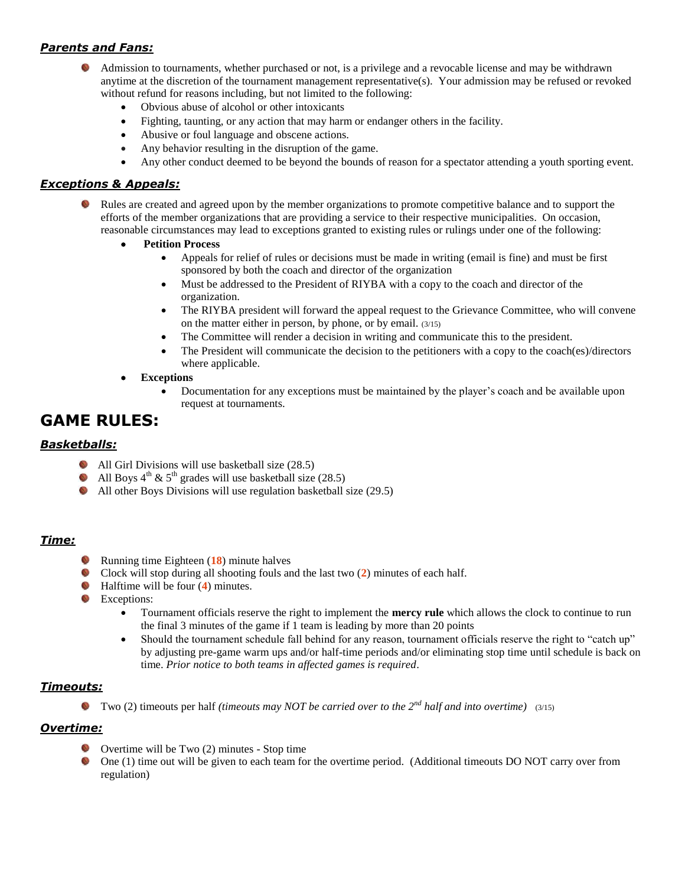### *Parents and Fans:*

- Admission to tournaments, whether purchased or not, is a privilege and a revocable license and may be withdrawn anytime at the discretion of the tournament management representative(s). Your admission may be refused or revoked without refund for reasons including, but not limited to the following:
  - Obvious abuse of alcohol or other intoxicants
  - Fighting, taunting, or any action that may harm or endanger others in the facility.
  - Abusive or foul language and obscene actions.
  - Any behavior resulting in the disruption of the game.
  - Any other conduct deemed to be beyond the bounds of reason for a spectator attending a youth sporting event.

### *Exceptions & Appeals:*

- Rules are created and agreed upon by the member organizations to promote competitive balance and to support the efforts of the member organizations that are providing a service to their respective municipalities. On occasion, reasonable circumstances may lead to exceptions granted to existing rules or rulings under one of the following:
  - **Petition Process**
    - Appeals for relief of rules or decisions must be made in writing (email is fine) and must be first sponsored by both the coach and director of the organization
    - Must be addressed to the President of RIYBA with a copy to the coach and director of the organization.
    - The RIYBA president will forward the appeal request to the Grievance Committee, who will convene on the matter either in person, by phone, or by email. (3/15)
    - The Committee will render a decision in writing and communicate this to the president.
    - The President will communicate the decision to the petitioners with a copy to the coach(es)/directors where applicable.
  - **Exceptions**
    - Documentation for any exceptions must be maintained by the player's coach and be available upon request at tournaments.

## GAME RULES:

### *Basketballs:*

- All Girl Divisions will use basketball size (28.5)
- All Boys 4th & 5th grades will use basketball size (28.5)
- All other Boys Divisions will use regulation basketball size (29.5)

### *Time:*

- Running time Eighteen (**18**) minute halves
- Clock will stop during all shooting fouls and the last two (**2**) minutes of each half.
- Halftime will be four (**4**) minutes.
- Exceptions:
  - Tournament officials reserve the right to implement the **mercy rule** which allows the clock to continue to run the final 3 minutes of the game if 1 team is leading by more than 20 points
  - Should the tournament schedule fall behind for any reason, tournament officials reserve the right to "catch up" by adjusting pre-game warm ups and/or half-time periods and/or eliminating stop time until schedule is back on time. *Prior notice to both teams in affected games is required*.

### *Timeouts:*

- Two (2) timeouts per half *(timeouts may NOT be carried over to the 2nd half and into overtime)* (3/15)

### *Overtime:*

- Overtime will be Two (2) minutes - Stop time
- One (1) time out will be given to each team for the overtime period. (Additional timeouts DO NOT carry over from regulation)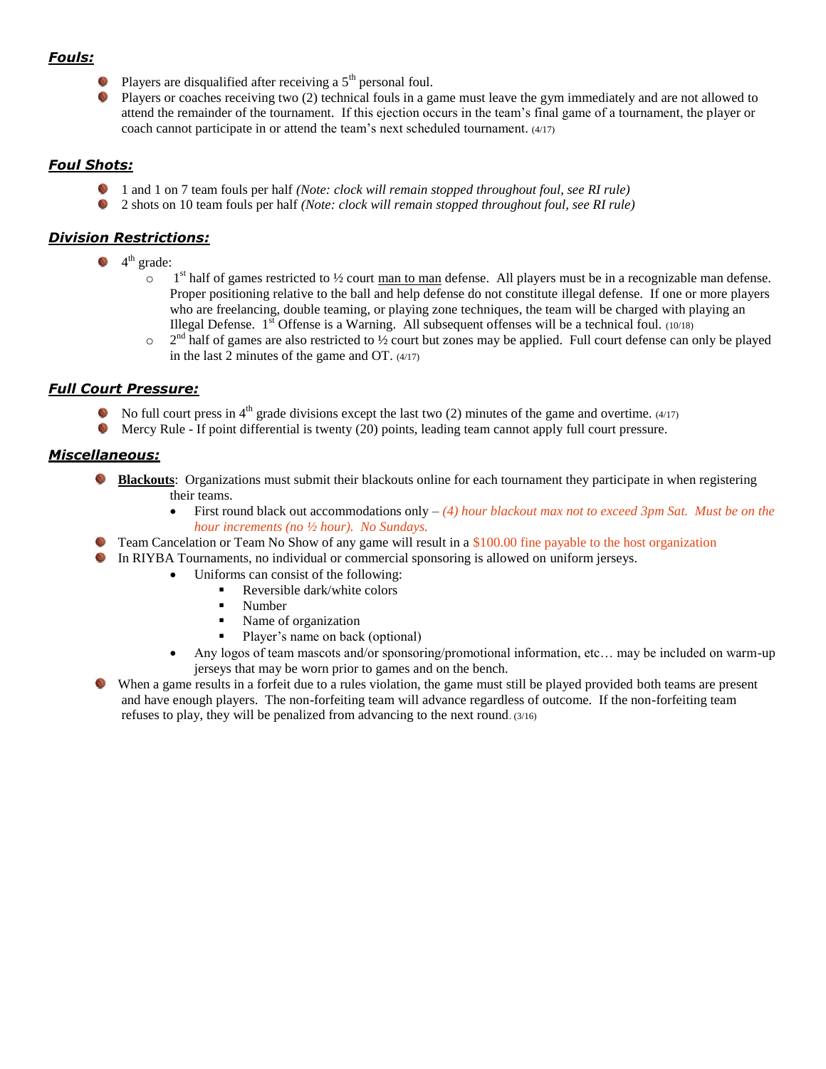### ***Fouls:***

- Players are disqualified after receiving a 5th personal foul.
- Players or coaches receiving two (2) technical fouls in a game must leave the gym immediately and are not allowed to attend the remainder of the tournament. If this ejection occurs in the team's final game of a tournament, the player or coach cannot participate in or attend the team's next scheduled tournament. (4/17)

### ***Foul Shots:***

- 1 and 1 on 7 team fouls per half *(Note: clock will remain stopped throughout foul, see RI rule)*
- 2 shots on 10 team fouls per half *(Note: clock will remain stopped throughout foul, see RI rule)*

### ***Division Restrictions:***

- 4th grade:
  - 1st half of games restricted to ½ court man to man defense. All players must be in a recognizable man defense. Proper positioning relative to the ball and help defense do not constitute illegal defense. If one or more players who are freelancing, double teaming, or playing zone techniques, the team will be charged with playing an Illegal Defense. 1st Offense is a Warning. All subsequent offenses will be a technical foul. (10/18)
  - 2nd half of games are also restricted to ½ court but zones may be applied. Full court defense can only be played in the last 2 minutes of the game and OT. (4/17)

### ***Full Court Pressure:***

- No full court press in 4th grade divisions except the last two (2) minutes of the game and overtime. (4/17)
- Mercy Rule - If point differential is twenty (20) points, leading team cannot apply full court pressure.

### ***Miscellaneous:***

- **Blackouts**: Organizations must submit their blackouts online for each tournament they participate in when registering their teams.
  - First round black out accommodations only – *(4) hour blackout max not to exceed 3pm Sat. Must be on the hour increments (no ½ hour). No Sundays.*
- Team Cancelation or Team No Show of any game will result in a $100.00 fine payable to the host organization
- In RIYBA Tournaments, no individual or commercial sponsoring is allowed on uniform jerseys.
  - Uniforms can consist of the following:
    - Reversible dark/white colors
    - Number
    - Name of organization
    - Player's name on back (optional)
  - Any logos of team mascots and/or sponsoring/promotional information, etc… may be included on warm-up jerseys that may be worn prior to games and on the bench.
- When a game results in a forfeit due to a rules violation, the game must still be played provided both teams are present and have enough players. The non-forfeiting team will advance regardless of outcome. If the non-forfeiting team refuses to play, they will be penalized from advancing to the next round. (3/16)